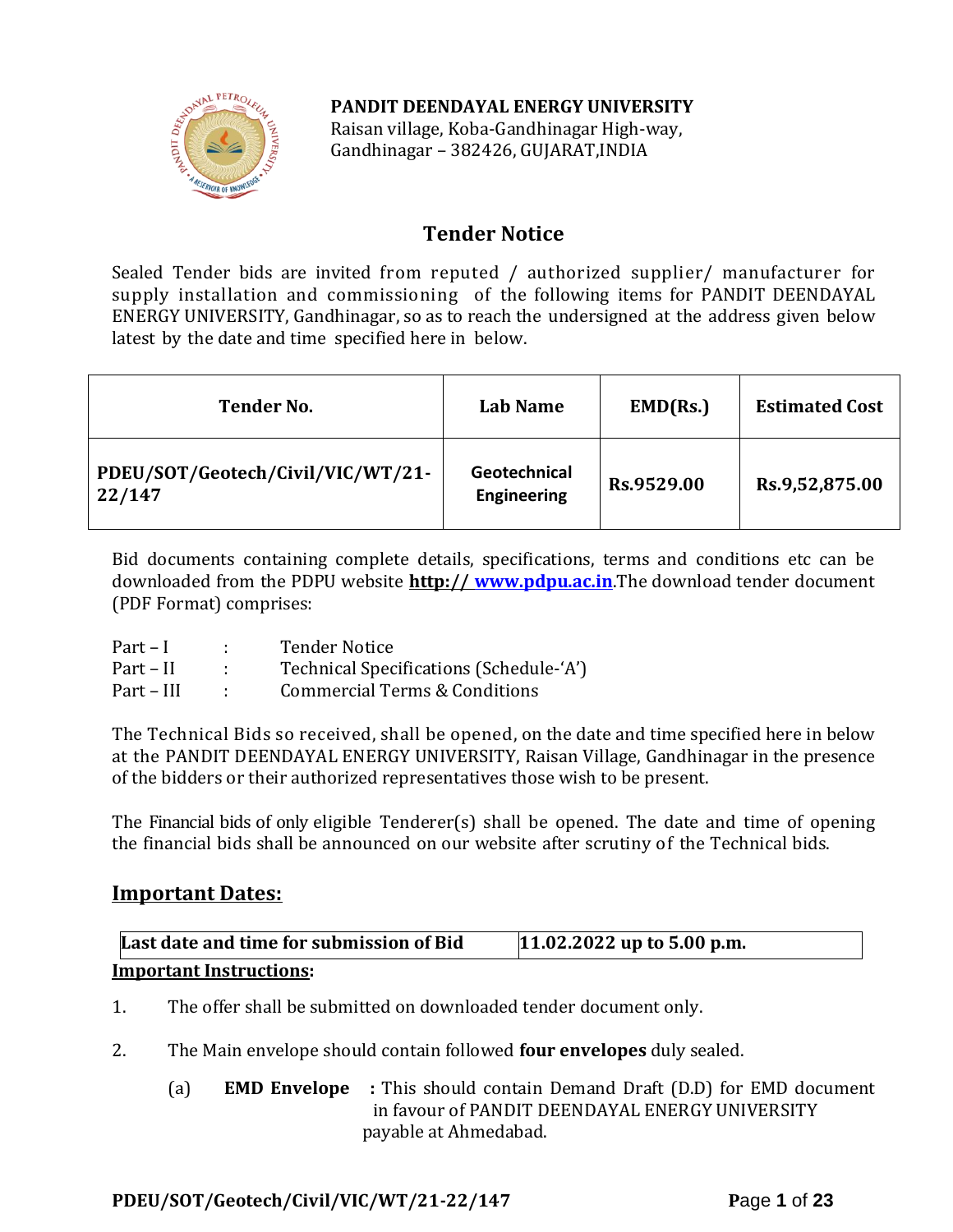**PANDIT DEENDAYAL ENERGY UNIVERSITY**
Raisan village, Koba-Gandhinagar High-way,
Gandhinagar – 382426, GUJARAT,INDIA

# Tender Notice

Sealed Tender bids are invited from reputed / authorized supplier/ manufacturer for supply installation and commissioning of the following items for PANDIT DEENDAYAL ENERGY UNIVERSITY, Gandhinagar, so as to reach the undersigned at the address given below latest by the date and time specified here in below.

| Tender No. | Lab Name | EMD(Rs.) | Estimated Cost |
|---|---|---|---|
| **PDEU/SOT/Geotech/Civil/VIC/WT/21-22/147** | **Geotechnical Engineering** | **Rs.9529.00** | **Rs.9,52,875.00** |

Bid documents containing complete details, specifications, terms and conditions etc can be downloaded from the PDPU website **http:// www.pdpu.ac.in**.The download tender document (PDF Format) comprises:

Part – I : Tender Notice
Part – II : Technical Specifications (Schedule-'A')
Part – III : Commercial Terms & Conditions

The Technical Bids so received, shall be opened, on the date and time specified here in below at the PANDIT DEENDAYAL ENERGY UNIVERSITY, Raisan Village, Gandhinagar in the presence of the bidders or their authorized representatives those wish to be present.

The Financial bids of only eligible Tenderer(s) shall be opened. The date and time of opening the financial bids shall be announced on our website after scrutiny of the Technical bids.

## Important Dates:

| **Last date and time for submission of Bid** | **11.02.2022 up to 5.00 p.m.** |
|---|---|

**Important Instructions:**

1. The offer shall be submitted on downloaded tender document only.

2. The Main envelope should contain followed **four envelopes** duly sealed.

   (a) **EMD Envelope :** This should contain Demand Draft (D.D) for EMD document in favour of PANDIT DEENDAYAL ENERGY UNIVERSITY payable at Ahmedabad.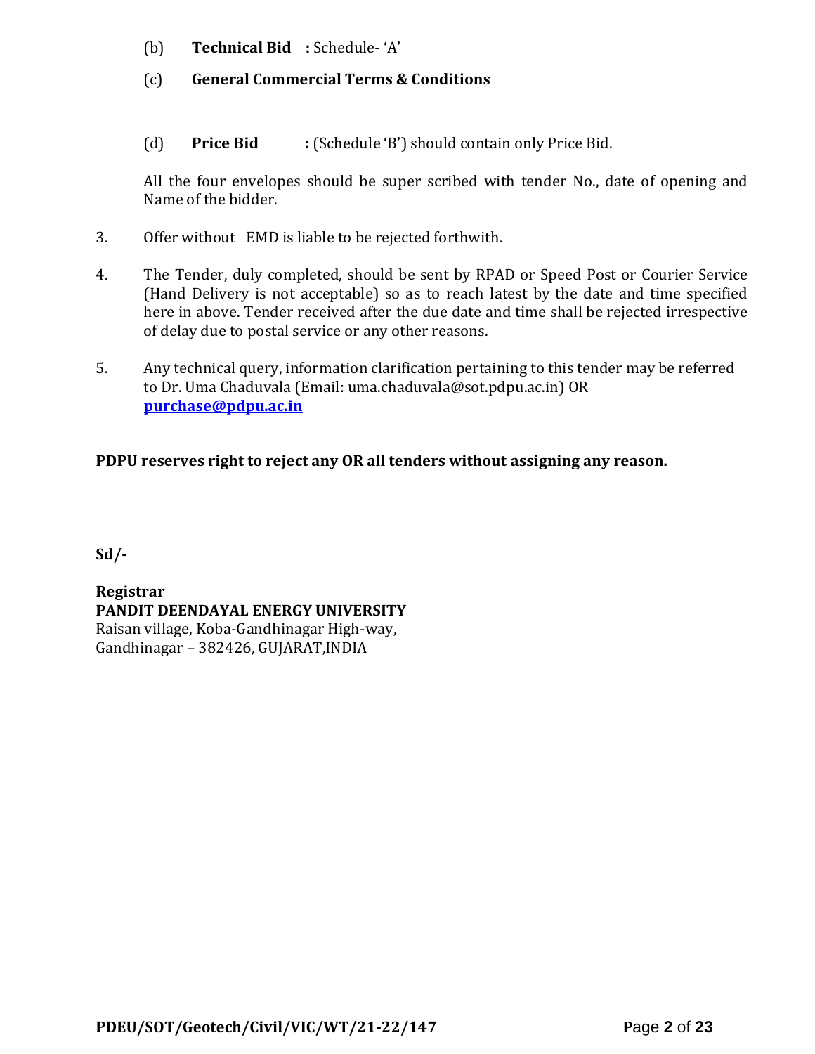(b) **Technical Bid :** Schedule- 'A'

(c) **General Commercial Terms & Conditions**

(d) **Price Bid :** (Schedule 'B') should contain only Price Bid.

All the four envelopes should be super scribed with tender No., date of opening and Name of the bidder.

3. Offer without EMD is liable to be rejected forthwith.

4. The Tender, duly completed, should be sent by RPAD or Speed Post or Courier Service (Hand Delivery is not acceptable) so as to reach latest by the date and time specified here in above. Tender received after the due date and time shall be rejected irrespective of delay due to postal service or any other reasons.

5. Any technical query, information clarification pertaining to this tender may be referred to Dr. Uma Chaduvala (Email: uma.chaduvala@sot.pdpu.ac.in) OR **purchase@pdpu.ac.in**

**PDPU reserves right to reject any OR all tenders without assigning any reason.**

**Sd/-**

**Registrar**
**PANDIT DEENDAYAL ENERGY UNIVERSITY**
Raisan village, Koba-Gandhinagar High-way,
Gandhinagar – 382426, GUJARAT,INDIA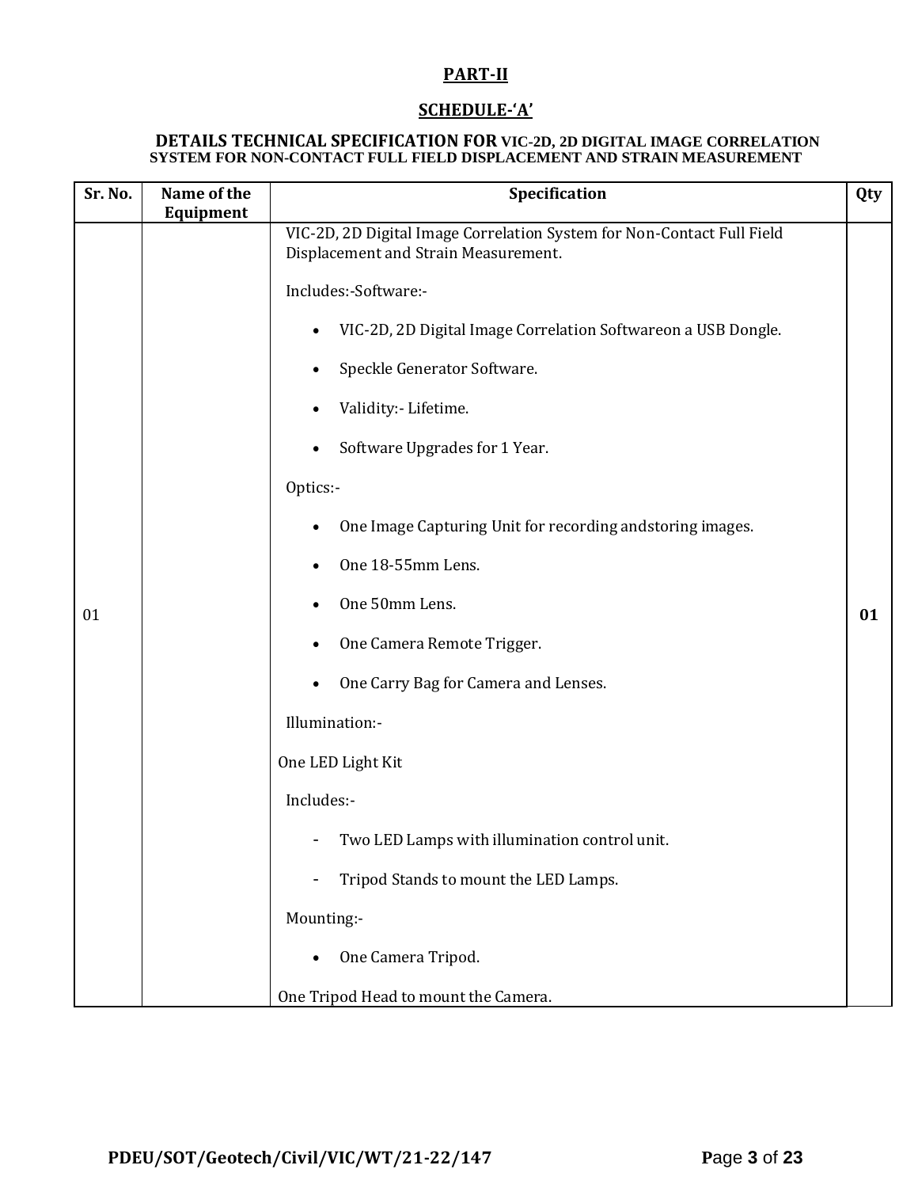## PART-II

## SCHEDULE-'A'

### DETAILS TECHNICAL SPECIFICATION FOR VIC-2D, 2D DIGITAL IMAGE CORRELATION SYSTEM FOR NON-CONTACT FULL FIELD DISPLACEMENT AND STRAIN MEASUREMENT

| Sr. No. | Name of the Equipment | Specification | Qty |
|---|---|---|---|
| 01 | | VIC-2D, 2D Digital Image Correlation System for Non-Contact Full Field Displacement and Strain Measurement.<br><br>Includes:-Software:-<br>• VIC-2D, 2D Digital Image Correlation Softwareon a USB Dongle.<br>• Speckle Generator Software.<br>• Validity:- Lifetime.<br>• Software Upgrades for 1 Year.<br><br>Optics:-<br>• One Image Capturing Unit for recording andstoring images.<br>• One 18-55mm Lens.<br>• One 50mm Lens.<br>• One Camera Remote Trigger.<br>• One Carry Bag for Camera and Lenses.<br><br>Illumination:-<br>One LED Light Kit<br>Includes:-<br>- Two LED Lamps with illumination control unit.<br>- Tripod Stands to mount the LED Lamps.<br><br>Mounting:-<br>• One Camera Tripod.<br>One Tripod Head to mount the Camera. | **01** |

**PDEU/SOT/Geotech/Civil/VIC/WT/21-22/147**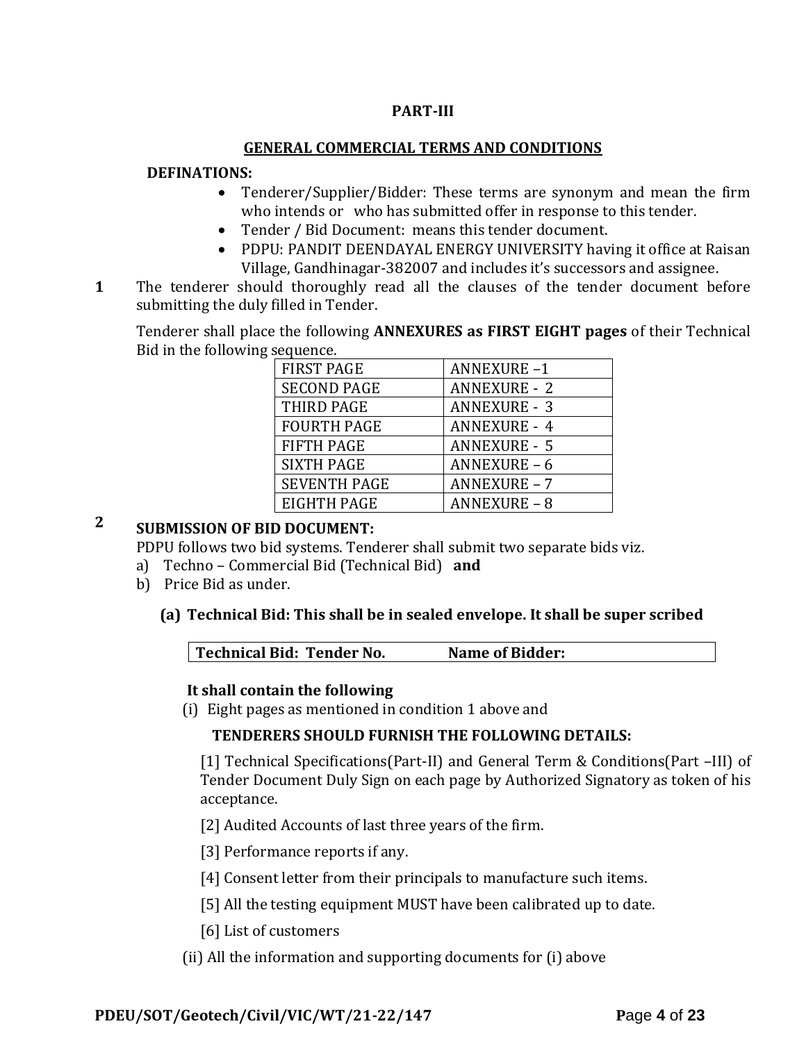**PART-III**

**GENERAL COMMERCIAL TERMS AND CONDITIONS**

**DEFINATIONS:**

- Tenderer/Supplier/Bidder: These terms are synonym and mean the firm who intends or who has submitted offer in response to this tender.
- Tender / Bid Document: means this tender document.
- PDPU: PANDIT DEENDAYAL ENERGY UNIVERSITY having it office at Raisan Village, Gandhinagar-382007 and includes it's successors and assignee.

**1** The tenderer should thoroughly read all the clauses of the tender document before submitting the duly filled in Tender.

Tenderer shall place the following **ANNEXURES as FIRST EIGHT pages** of their Technical Bid in the following sequence.

| FIRST PAGE | ANNEXURE –1 |
|---|---|
| SECOND PAGE | ANNEXURE - 2 |
| THIRD PAGE | ANNEXURE - 3 |
| FOURTH PAGE | ANNEXURE - 4 |
| FIFTH PAGE | ANNEXURE - 5 |
| SIXTH PAGE | ANNEXURE – 6 |
| SEVENTH PAGE | ANNEXURE – 7 |
| EIGHTH PAGE | ANNEXURE – 8 |

**2** **SUBMISSION OF BID DOCUMENT:**

PDPU follows two bid systems. Tenderer shall submit two separate bids viz.

a) Techno – Commercial Bid (Technical Bid) **and**
b) Price Bid as under.

**(a) Technical Bid: This shall be in sealed envelope. It shall be super scribed**

| **Technical Bid: Tender No.** | **Name of Bidder:** |
|---|---|

**It shall contain the following**

(i) Eight pages as mentioned in condition 1 above and

**TENDERERS SHOULD FURNISH THE FOLLOWING DETAILS:**

[1] Technical Specifications(Part-II) and General Term & Conditions(Part –III) of Tender Document Duly Sign on each page by Authorized Signatory as token of his acceptance.

[2] Audited Accounts of last three years of the firm.

[3] Performance reports if any.

[4] Consent letter from their principals to manufacture such items.

[5] All the testing equipment MUST have been calibrated up to date.

[6] List of customers

(ii) All the information and supporting documents for (i) above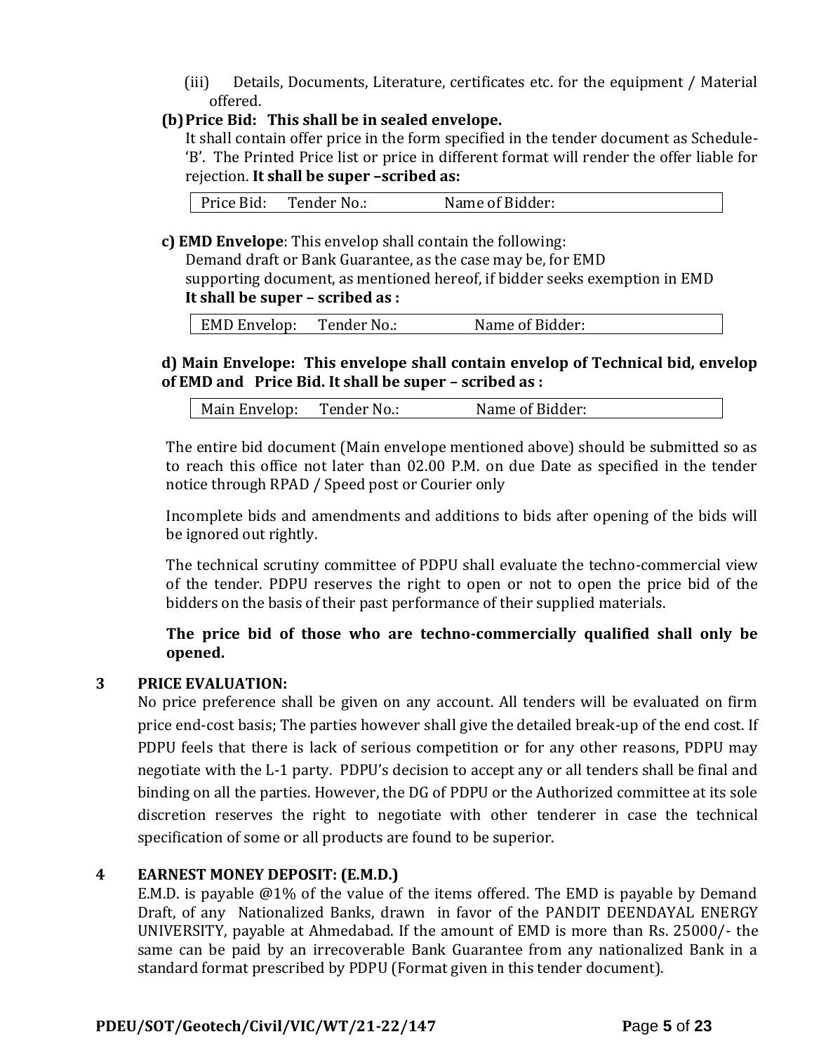(iii) Details, Documents, Literature, certificates etc. for the equipment / Material offered.

**(b) Price Bid: This shall be in sealed envelope.**

It shall contain offer price in the form specified in the tender document as Schedule-'B'. The Printed Price list or price in different format will render the offer liable for rejection. **It shall be super –scribed as:**

| Price Bid: Tender No.: Name of Bidder: |
|---|

**c) EMD Envelope**: This envelop shall contain the following:

Demand draft or Bank Guarantee, as the case may be, for EMD

supporting document, as mentioned hereof, if bidder seeks exemption in EMD

**It shall be super – scribed as :**

| EMD Envelop: Tender No.: Name of Bidder: |
|---|

**d) Main Envelope: This envelope shall contain envelop of Technical bid, envelop of EMD and Price Bid. It shall be super – scribed as :**

| Main Envelop: Tender No.: Name of Bidder: |
|---|

The entire bid document (Main envelope mentioned above) should be submitted so as to reach this office not later than 02.00 P.M. on due Date as specified in the tender notice through RPAD / Speed post or Courier only

Incomplete bids and amendments and additions to bids after opening of the bids will be ignored out rightly.

The technical scrutiny committee of PDPU shall evaluate the techno-commercial view of the tender. PDPU reserves the right to open or not to open the price bid of the bidders on the basis of their past performance of their supplied materials.

**The price bid of those who are techno-commercially qualified shall only be opened.**

## 3 PRICE EVALUATION:

No price preference shall be given on any account. All tenders will be evaluated on firm price end-cost basis; The parties however shall give the detailed break-up of the end cost. If PDPU feels that there is lack of serious competition or for any other reasons, PDPU may negotiate with the L-1 party. PDPU's decision to accept any or all tenders shall be final and binding on all the parties. However, the DG of PDPU or the Authorized committee at its sole discretion reserves the right to negotiate with other tenderer in case the technical specification of some or all products are found to be superior.

## 4 EARNEST MONEY DEPOSIT: (E.M.D.)

E.M.D. is payable @1% of the value of the items offered. The EMD is payable by Demand Draft, of any Nationalized Banks, drawn in favor of the PANDIT DEENDAYAL ENERGY UNIVERSITY, payable at Ahmedabad. If the amount of EMD is more than Rs. 25000/- the same can be paid by an irrecoverable Bank Guarantee from any nationalized Bank in a standard format prescribed by PDPU (Format given in this tender document).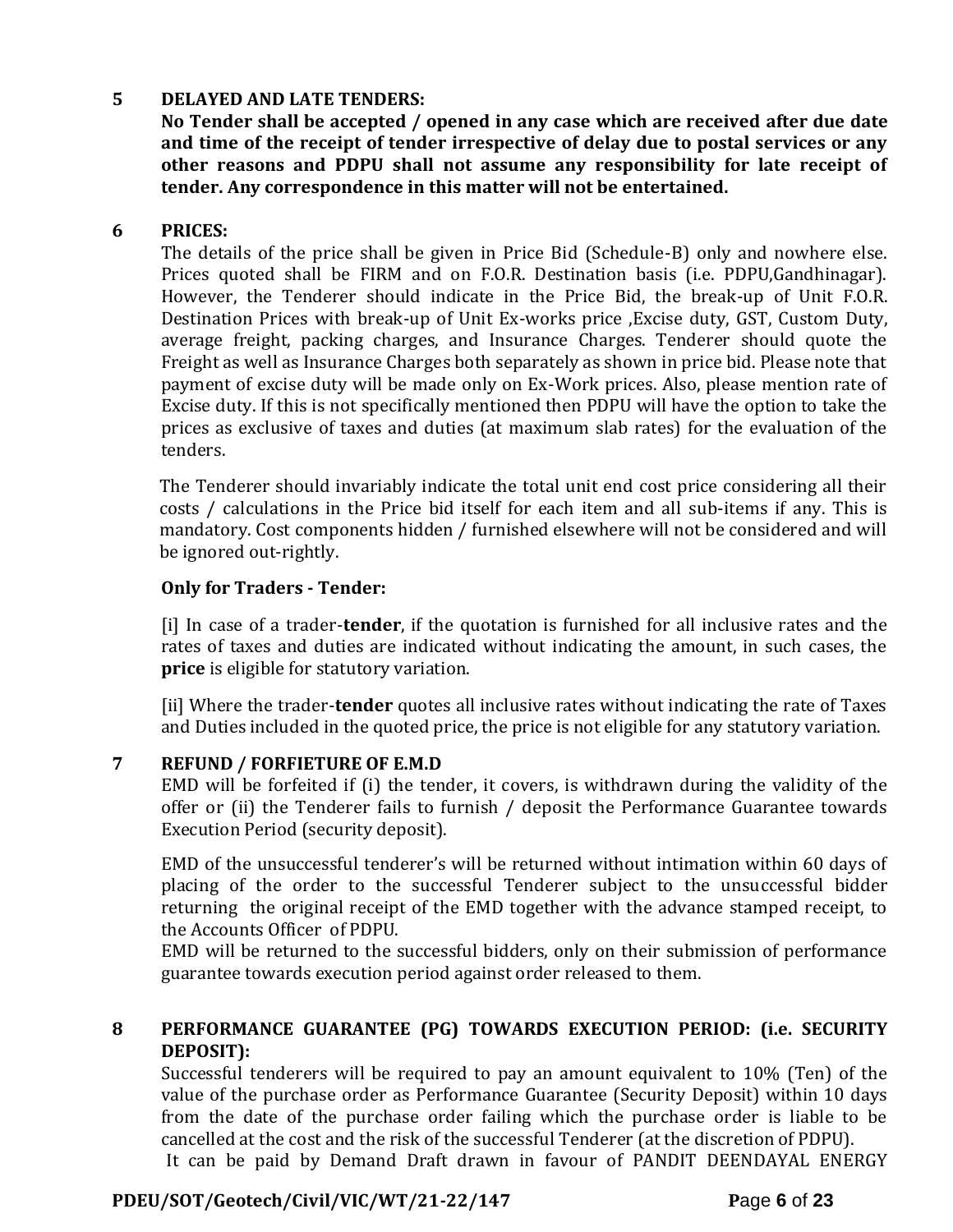## 5 DELAYED AND LATE TENDERS:

**No Tender shall be accepted / opened in any case which are received after due date and time of the receipt of tender irrespective of delay due to postal services or any other reasons and PDPU shall not assume any responsibility for late receipt of tender. Any correspondence in this matter will not be entertained.**

## 6 PRICES:

The details of the price shall be given in Price Bid (Schedule-B) only and nowhere else. Prices quoted shall be FIRM and on F.O.R. Destination basis (i.e. PDPU,Gandhinagar). However, the Tenderer should indicate in the Price Bid, the break-up of Unit F.O.R. Destination Prices with break-up of Unit Ex-works price ,Excise duty, GST, Custom Duty, average freight, packing charges, and Insurance Charges. Tenderer should quote the Freight as well as Insurance Charges both separately as shown in price bid. Please note that payment of excise duty will be made only on Ex-Work prices. Also, please mention rate of Excise duty. If this is not specifically mentioned then PDPU will have the option to take the prices as exclusive of taxes and duties (at maximum slab rates) for the evaluation of the tenders.

The Tenderer should invariably indicate the total unit end cost price considering all their costs / calculations in the Price bid itself for each item and all sub-items if any. This is mandatory. Cost components hidden / furnished elsewhere will not be considered and will be ignored out-rightly.

**Only for Traders - Tender:**

[i] In case of a trader-**tender**, if the quotation is furnished for all inclusive rates and the rates of taxes and duties are indicated without indicating the amount, in such cases, the **price** is eligible for statutory variation.

[ii] Where the trader-**tender** quotes all inclusive rates without indicating the rate of Taxes and Duties included in the quoted price, the price is not eligible for any statutory variation.

## 7 REFUND / FORFIETURE OF E.M.D

EMD will be forfeited if (i) the tender, it covers, is withdrawn during the validity of the offer or (ii) the Tenderer fails to furnish / deposit the Performance Guarantee towards Execution Period (security deposit).

EMD of the unsuccessful tenderer's will be returned without intimation within 60 days of placing of the order to the successful Tenderer subject to the unsuccessful bidder returning the original receipt of the EMD together with the advance stamped receipt, to the Accounts Officer of PDPU.

EMD will be returned to the successful bidders, only on their submission of performance guarantee towards execution period against order released to them.

## 8 PERFORMANCE GUARANTEE (PG) TOWARDS EXECUTION PERIOD: (i.e. SECURITY DEPOSIT):

Successful tenderers will be required to pay an amount equivalent to 10% (Ten) of the value of the purchase order as Performance Guarantee (Security Deposit) within 10 days from the date of the purchase order failing which the purchase order is liable to be cancelled at the cost and the risk of the successful Tenderer (at the discretion of PDPU).

It can be paid by Demand Draft drawn in favour of PANDIT DEENDAYAL ENERGY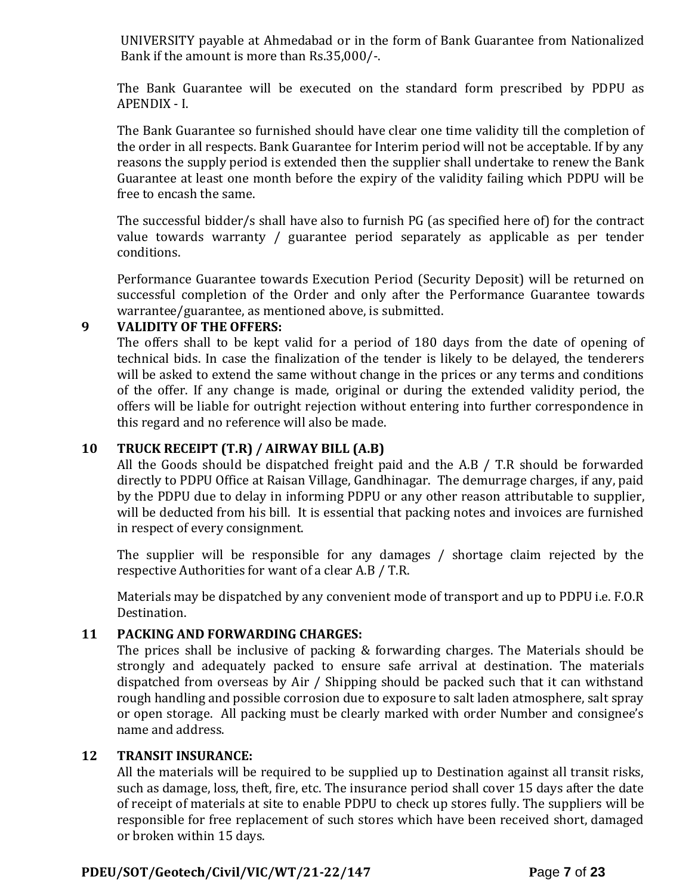UNIVERSITY payable at Ahmedabad or in the form of Bank Guarantee from Nationalized Bank if the amount is more than Rs.35,000/-.

The Bank Guarantee will be executed on the standard form prescribed by PDPU as APENDIX - I.

The Bank Guarantee so furnished should have clear one time validity till the completion of the order in all respects. Bank Guarantee for Interim period will not be acceptable. If by any reasons the supply period is extended then the supplier shall undertake to renew the Bank Guarantee at least one month before the expiry of the validity failing which PDPU will be free to encash the same.

The successful bidder/s shall have also to furnish PG (as specified here of) for the contract value towards warranty / guarantee period separately as applicable as per tender conditions.

Performance Guarantee towards Execution Period (Security Deposit) will be returned on successful completion of the Order and only after the Performance Guarantee towards warrantee/guarantee, as mentioned above, is submitted.

**9 VALIDITY OF THE OFFERS:**

The offers shall to be kept valid for a period of 180 days from the date of opening of technical bids. In case the finalization of the tender is likely to be delayed, the tenderers will be asked to extend the same without change in the prices or any terms and conditions of the offer. If any change is made, original or during the extended validity period, the offers will be liable for outright rejection without entering into further correspondence in this regard and no reference will also be made.

**10 TRUCK RECEIPT (T.R) / AIRWAY BILL (A.B)**

All the Goods should be dispatched freight paid and the A.B / T.R should be forwarded directly to PDPU Office at Raisan Village, Gandhinagar. The demurrage charges, if any, paid by the PDPU due to delay in informing PDPU or any other reason attributable to supplier, will be deducted from his bill. It is essential that packing notes and invoices are furnished in respect of every consignment.

The supplier will be responsible for any damages / shortage claim rejected by the respective Authorities for want of a clear A.B / T.R.

Materials may be dispatched by any convenient mode of transport and up to PDPU i.e. F.O.R Destination.

**11 PACKING AND FORWARDING CHARGES:**

The prices shall be inclusive of packing & forwarding charges. The Materials should be strongly and adequately packed to ensure safe arrival at destination. The materials dispatched from overseas by Air / Shipping should be packed such that it can withstand rough handling and possible corrosion due to exposure to salt laden atmosphere, salt spray or open storage. All packing must be clearly marked with order Number and consignee's name and address.

**12 TRANSIT INSURANCE:**

All the materials will be required to be supplied up to Destination against all transit risks, such as damage, loss, theft, fire, etc. The insurance period shall cover 15 days after the date of receipt of materials at site to enable PDPU to check up stores fully. The suppliers will be responsible for free replacement of such stores which have been received short, damaged or broken within 15 days.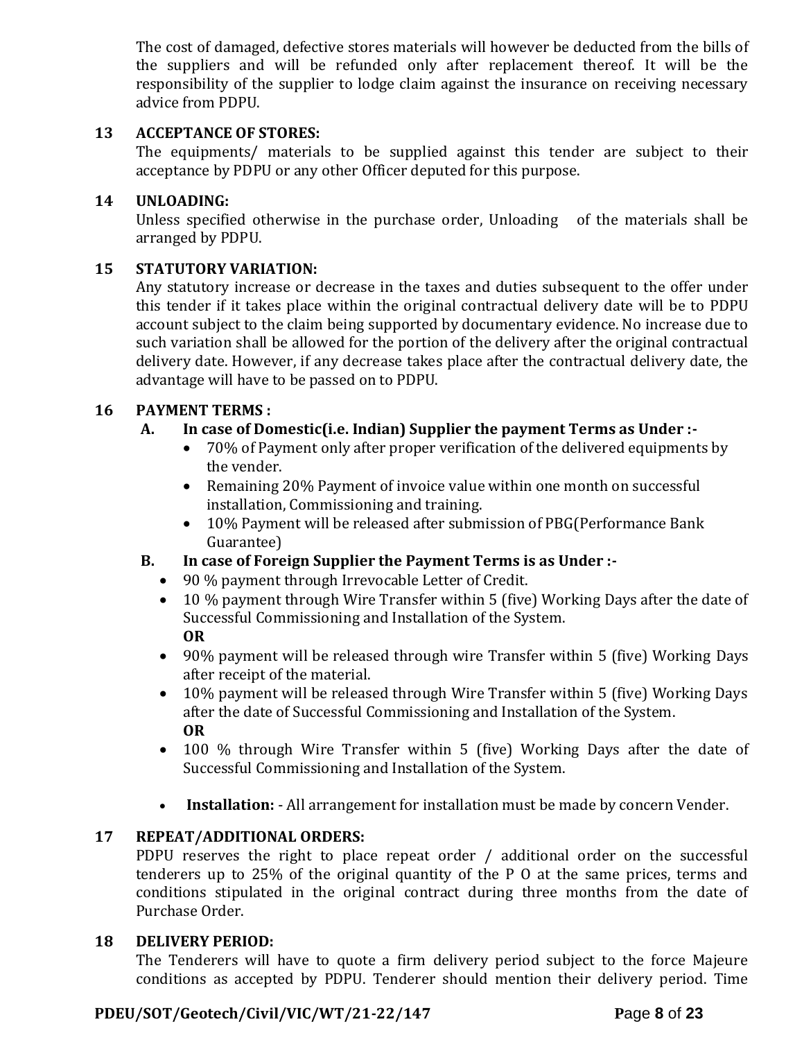The cost of damaged, defective stores materials will however be deducted from the bills of the suppliers and will be refunded only after replacement thereof. It will be the responsibility of the supplier to lodge claim against the insurance on receiving necessary advice from PDPU.

### 13 ACCEPTANCE OF STORES:

The equipments/ materials to be supplied against this tender are subject to their acceptance by PDPU or any other Officer deputed for this purpose.

### 14 UNLOADING:

Unless specified otherwise in the purchase order, Unloading of the materials shall be arranged by PDPU.

### 15 STATUTORY VARIATION:

Any statutory increase or decrease in the taxes and duties subsequent to the offer under this tender if it takes place within the original contractual delivery date will be to PDPU account subject to the claim being supported by documentary evidence. No increase due to such variation shall be allowed for the portion of the delivery after the original contractual delivery date. However, if any decrease takes place after the contractual delivery date, the advantage will have to be passed on to PDPU.

### 16 PAYMENT TERMS :

**A. In case of Domestic(i.e. Indian) Supplier the payment Terms as Under :-**

- 70% of Payment only after proper verification of the delivered equipments by the vender.
- Remaining 20% Payment of invoice value within one month on successful installation, Commissioning and training.
- 10% Payment will be released after submission of PBG(Performance Bank Guarantee)

**B. In case of Foreign Supplier the Payment Terms is as Under :-**

- 90 % payment through Irrevocable Letter of Credit.
- 10 % payment through Wire Transfer within 5 (five) Working Days after the date of Successful Commissioning and Installation of the System.
  **OR**
- 90% payment will be released through wire Transfer within 5 (five) Working Days after receipt of the material.
- 10% payment will be released through Wire Transfer within 5 (five) Working Days after the date of Successful Commissioning and Installation of the System.
  **OR**
- 100 % through Wire Transfer within 5 (five) Working Days after the date of Successful Commissioning and Installation of the System.

- **Installation:** - All arrangement for installation must be made by concern Vender.

### 17 REPEAT/ADDITIONAL ORDERS:

PDPU reserves the right to place repeat order / additional order on the successful tenderers up to 25% of the original quantity of the P O at the same prices, terms and conditions stipulated in the original contract during three months from the date of Purchase Order.

### 18 DELIVERY PERIOD:

The Tenderers will have to quote a firm delivery period subject to the force Majeure conditions as accepted by PDPU. Tenderer should mention their delivery period. Time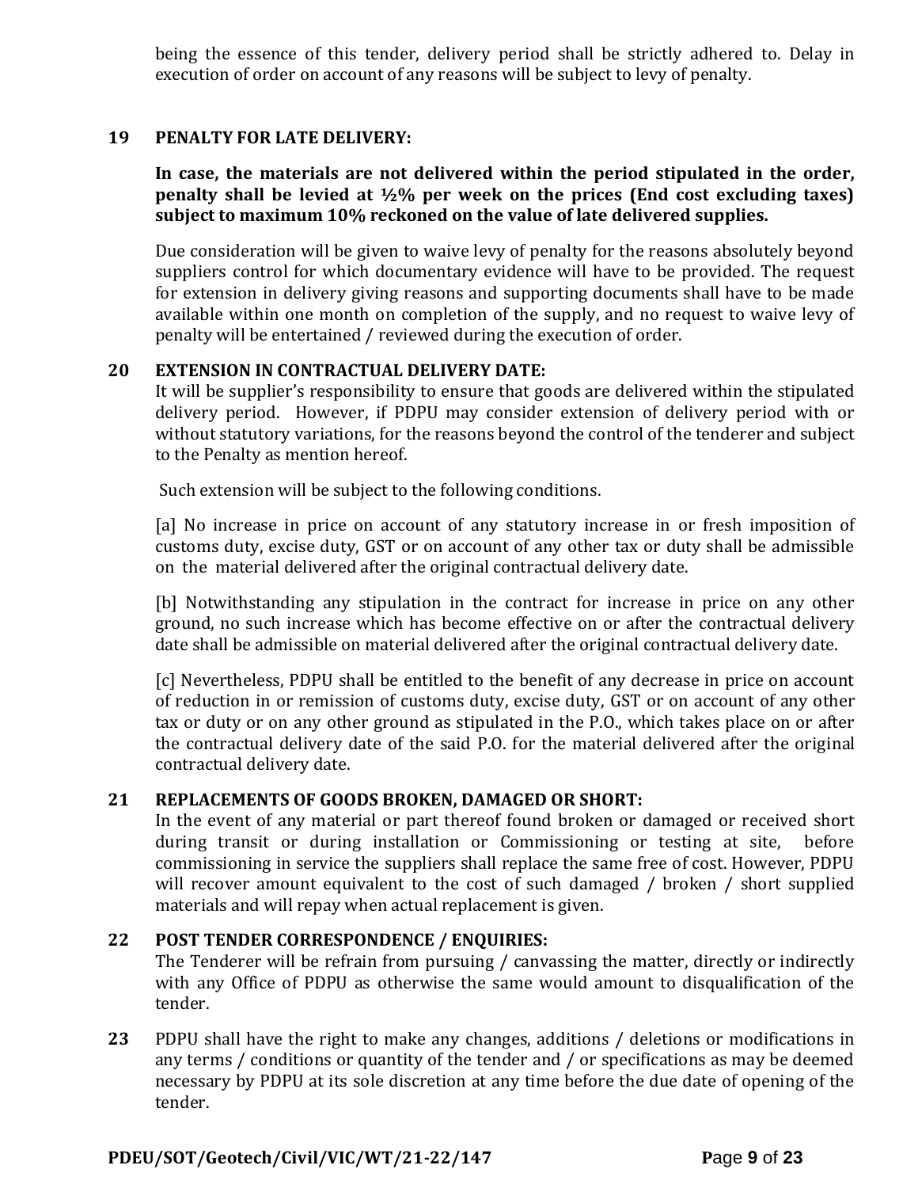being the essence of this tender, delivery period shall be strictly adhered to. Delay in execution of order on account of any reasons will be subject to levy of penalty.

## 19 PENALTY FOR LATE DELIVERY:

**In case, the materials are not delivered within the period stipulated in the order, penalty shall be levied at ½% per week on the prices (End cost excluding taxes) subject to maximum 10% reckoned on the value of late delivered supplies.**

Due consideration will be given to waive levy of penalty for the reasons absolutely beyond suppliers control for which documentary evidence will have to be provided. The request for extension in delivery giving reasons and supporting documents shall have to be made available within one month on completion of the supply, and no request to waive levy of penalty will be entertained / reviewed during the execution of order.

## 20 EXTENSION IN CONTRACTUAL DELIVERY DATE:

It will be supplier's responsibility to ensure that goods are delivered within the stipulated delivery period. However, if PDPU may consider extension of delivery period with or without statutory variations, for the reasons beyond the control of the tenderer and subject to the Penalty as mention hereof.

Such extension will be subject to the following conditions.

[a] No increase in price on account of any statutory increase in or fresh imposition of customs duty, excise duty, GST or on account of any other tax or duty shall be admissible on the material delivered after the original contractual delivery date.

[b] Notwithstanding any stipulation in the contract for increase in price on any other ground, no such increase which has become effective on or after the contractual delivery date shall be admissible on material delivered after the original contractual delivery date.

[c] Nevertheless, PDPU shall be entitled to the benefit of any decrease in price on account of reduction in or remission of customs duty, excise duty, GST or on account of any other tax or duty or on any other ground as stipulated in the P.O., which takes place on or after the contractual delivery date of the said P.O. for the material delivered after the original contractual delivery date.

## 21 REPLACEMENTS OF GOODS BROKEN, DAMAGED OR SHORT:

In the event of any material or part thereof found broken or damaged or received short during transit or during installation or Commissioning or testing at site, before commissioning in service the suppliers shall replace the same free of cost. However, PDPU will recover amount equivalent to the cost of such damaged / broken / short supplied materials and will repay when actual replacement is given.

## 22 POST TENDER CORRESPONDENCE / ENQUIRIES:

The Tenderer will be refrain from pursuing / canvassing the matter, directly or indirectly with any Office of PDPU as otherwise the same would amount to disqualification of the tender.

**23** PDPU shall have the right to make any changes, additions / deletions or modifications in any terms / conditions or quantity of the tender and / or specifications as may be deemed necessary by PDPU at its sole discretion at any time before the due date of opening of the tender.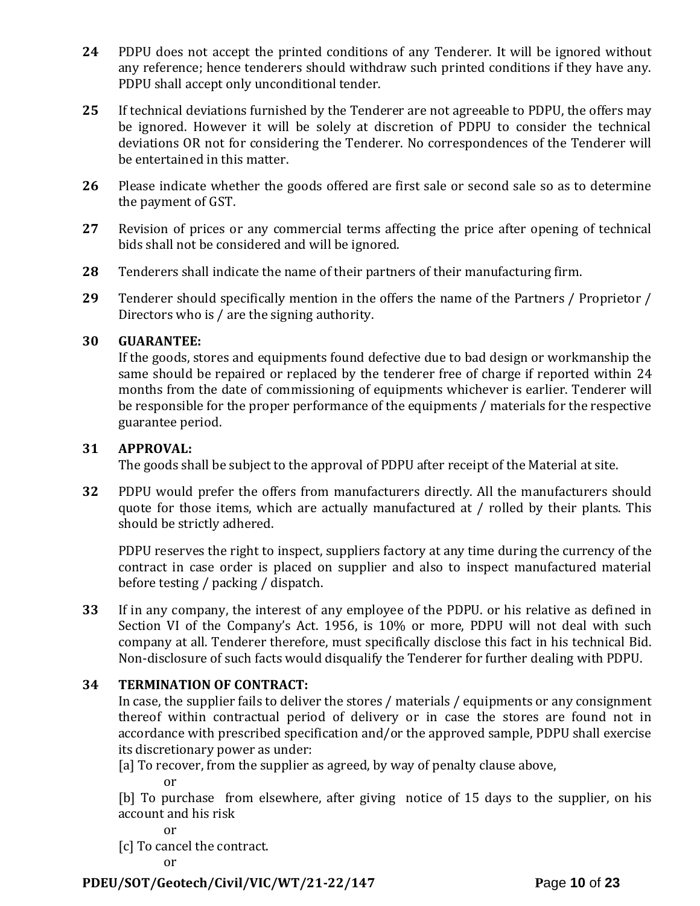**24** PDPU does not accept the printed conditions of any Tenderer. It will be ignored without any reference; hence tenderers should withdraw such printed conditions if they have any. PDPU shall accept only unconditional tender.

**25** If technical deviations furnished by the Tenderer are not agreeable to PDPU, the offers may be ignored. However it will be solely at discretion of PDPU to consider the technical deviations OR not for considering the Tenderer. No correspondences of the Tenderer will be entertained in this matter.

**26** Please indicate whether the goods offered are first sale or second sale so as to determine the payment of GST.

**27** Revision of prices or any commercial terms affecting the price after opening of technical bids shall not be considered and will be ignored.

**28** Tenderers shall indicate the name of their partners of their manufacturing firm.

**29** Tenderer should specifically mention in the offers the name of the Partners / Proprietor / Directors who is / are the signing authority.

**30 GUARANTEE:**
If the goods, stores and equipments found defective due to bad design or workmanship the same should be repaired or replaced by the tenderer free of charge if reported within 24 months from the date of commissioning of equipments whichever is earlier. Tenderer will be responsible for the proper performance of the equipments / materials for the respective guarantee period.

**31 APPROVAL:**
The goods shall be subject to the approval of PDPU after receipt of the Material at site.

**32** PDPU would prefer the offers from manufacturers directly. All the manufacturers should quote for those items, which are actually manufactured at / rolled by their plants. This should be strictly adhered.

PDPU reserves the right to inspect, suppliers factory at any time during the currency of the contract in case order is placed on supplier and also to inspect manufactured material before testing / packing / dispatch.

**33** If in any company, the interest of any employee of the PDPU. or his relative as defined in Section VI of the Company's Act. 1956, is 10% or more, PDPU will not deal with such company at all. Tenderer therefore, must specifically disclose this fact in his technical Bid. Non-disclosure of such facts would disqualify the Tenderer for further dealing with PDPU.

**34 TERMINATION OF CONTRACT:**
In case, the supplier fails to deliver the stores / materials / equipments or any consignment thereof within contractual period of delivery or in case the stores are found not in accordance with prescribed specification and/or the approved sample, PDPU shall exercise its discretionary power as under:

[a] To recover, from the supplier as agreed, by way of penalty clause above,

or

[b] To purchase from elsewhere, after giving notice of 15 days to the supplier, on his account and his risk

or

[c] To cancel the contract.

or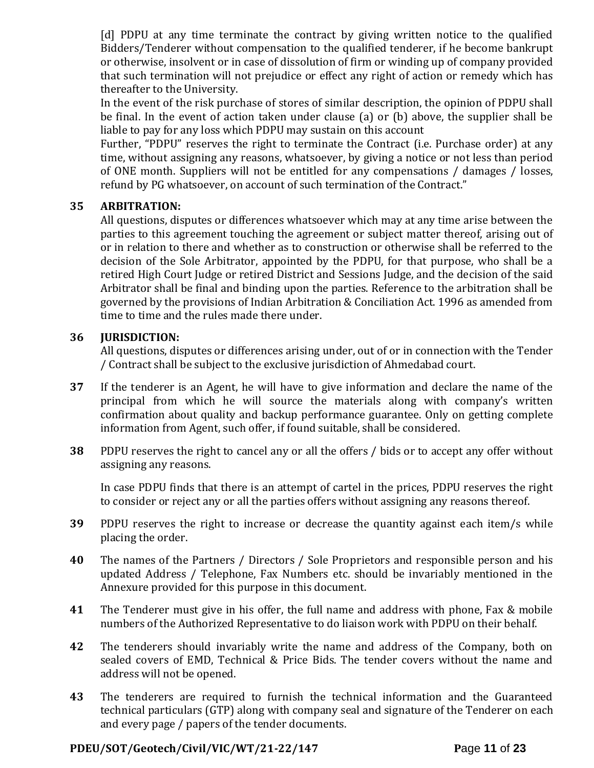[d] PDPU at any time terminate the contract by giving written notice to the qualified Bidders/Tenderer without compensation to the qualified tenderer, if he become bankrupt or otherwise, insolvent or in case of dissolution of firm or winding up of company provided that such termination will not prejudice or effect any right of action or remedy which has thereafter to the University.

In the event of the risk purchase of stores of similar description, the opinion of PDPU shall be final. In the event of action taken under clause (a) or (b) above, the supplier shall be liable to pay for any loss which PDPU may sustain on this account

Further, "PDPU" reserves the right to terminate the Contract (i.e. Purchase order) at any time, without assigning any reasons, whatsoever, by giving a notice or not less than period of ONE month. Suppliers will not be entitled for any compensations / damages / losses, refund by PG whatsoever, on account of such termination of the Contract."

**35 ARBITRATION:**

All questions, disputes or differences whatsoever which may at any time arise between the parties to this agreement touching the agreement or subject matter thereof, arising out of or in relation to there and whether as to construction or otherwise shall be referred to the decision of the Sole Arbitrator, appointed by the PDPU, for that purpose, who shall be a retired High Court Judge or retired District and Sessions Judge, and the decision of the said Arbitrator shall be final and binding upon the parties. Reference to the arbitration shall be governed by the provisions of Indian Arbitration & Conciliation Act. 1996 as amended from time to time and the rules made there under.

**36 JURISDICTION:**

All questions, disputes or differences arising under, out of or in connection with the Tender / Contract shall be subject to the exclusive jurisdiction of Ahmedabad court.

**37** If the tenderer is an Agent, he will have to give information and declare the name of the principal from which he will source the materials along with company's written confirmation about quality and backup performance guarantee. Only on getting complete information from Agent, such offer, if found suitable, shall be considered.

**38** PDPU reserves the right to cancel any or all the offers / bids or to accept any offer without assigning any reasons.

In case PDPU finds that there is an attempt of cartel in the prices, PDPU reserves the right to consider or reject any or all the parties offers without assigning any reasons thereof.

**39** PDPU reserves the right to increase or decrease the quantity against each item/s while placing the order.

**40** The names of the Partners / Directors / Sole Proprietors and responsible person and his updated Address / Telephone, Fax Numbers etc. should be invariably mentioned in the Annexure provided for this purpose in this document.

**41** The Tenderer must give in his offer, the full name and address with phone, Fax & mobile numbers of the Authorized Representative to do liaison work with PDPU on their behalf.

**42** The tenderers should invariably write the name and address of the Company, both on sealed covers of EMD, Technical & Price Bids. The tender covers without the name and address will not be opened.

**43** The tenderers are required to furnish the technical information and the Guaranteed technical particulars (GTP) along with company seal and signature of the Tenderer on each and every page / papers of the tender documents.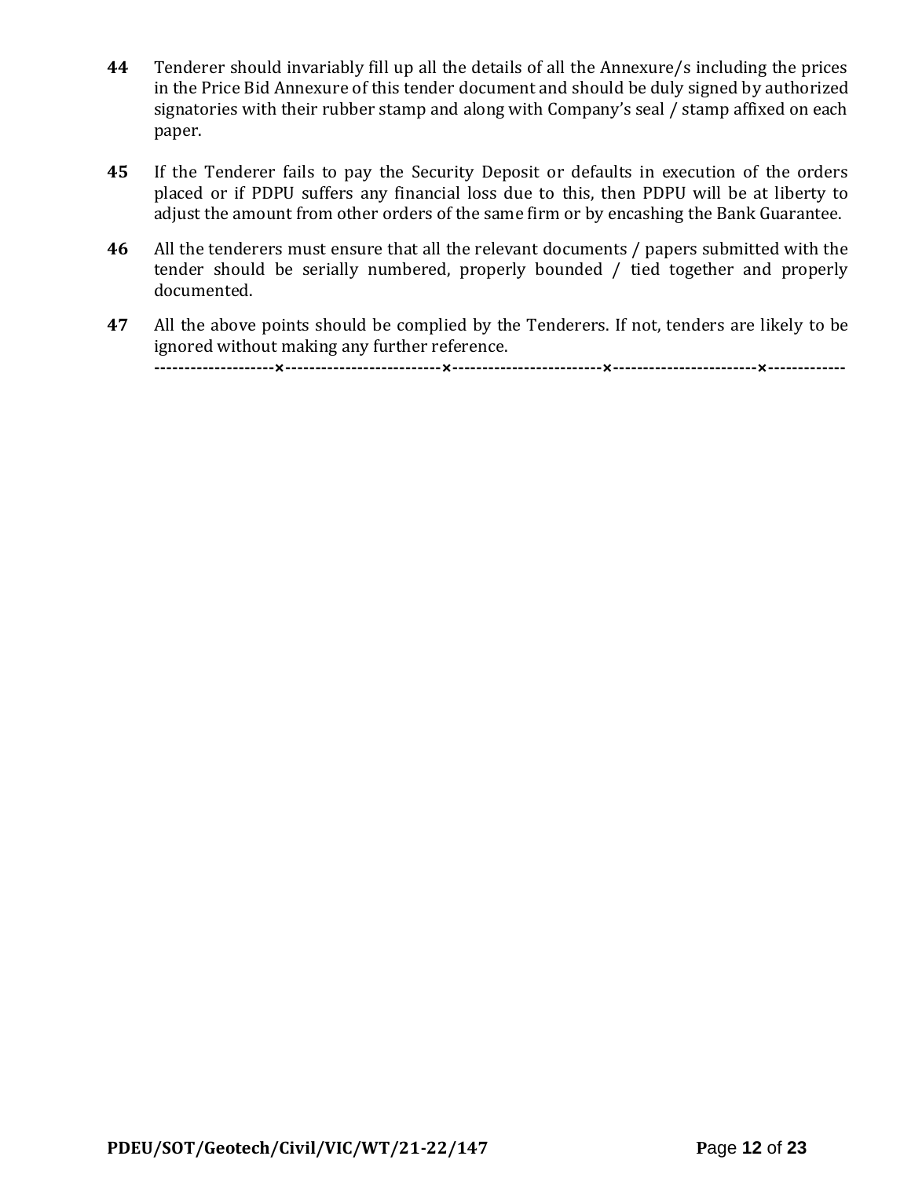**44** Tenderer should invariably fill up all the details of all the Annexure/s including the prices in the Price Bid Annexure of this tender document and should be duly signed by authorized signatories with their rubber stamp and along with Company's seal / stamp affixed on each paper.

**45** If the Tenderer fails to pay the Security Deposit or defaults in execution of the orders placed or if PDPU suffers any financial loss due to this, then PDPU will be at liberty to adjust the amount from other orders of the same firm or by encashing the Bank Guarantee.

**46** All the tenderers must ensure that all the relevant documents / papers submitted with the tender should be serially numbered, properly bounded / tied together and properly documented.

**47** All the above points should be complied by the Tenderers. If not, tenders are likely to be ignored without making any further reference.

--------------------×--------------------------×-------------------------×------------------------×-------------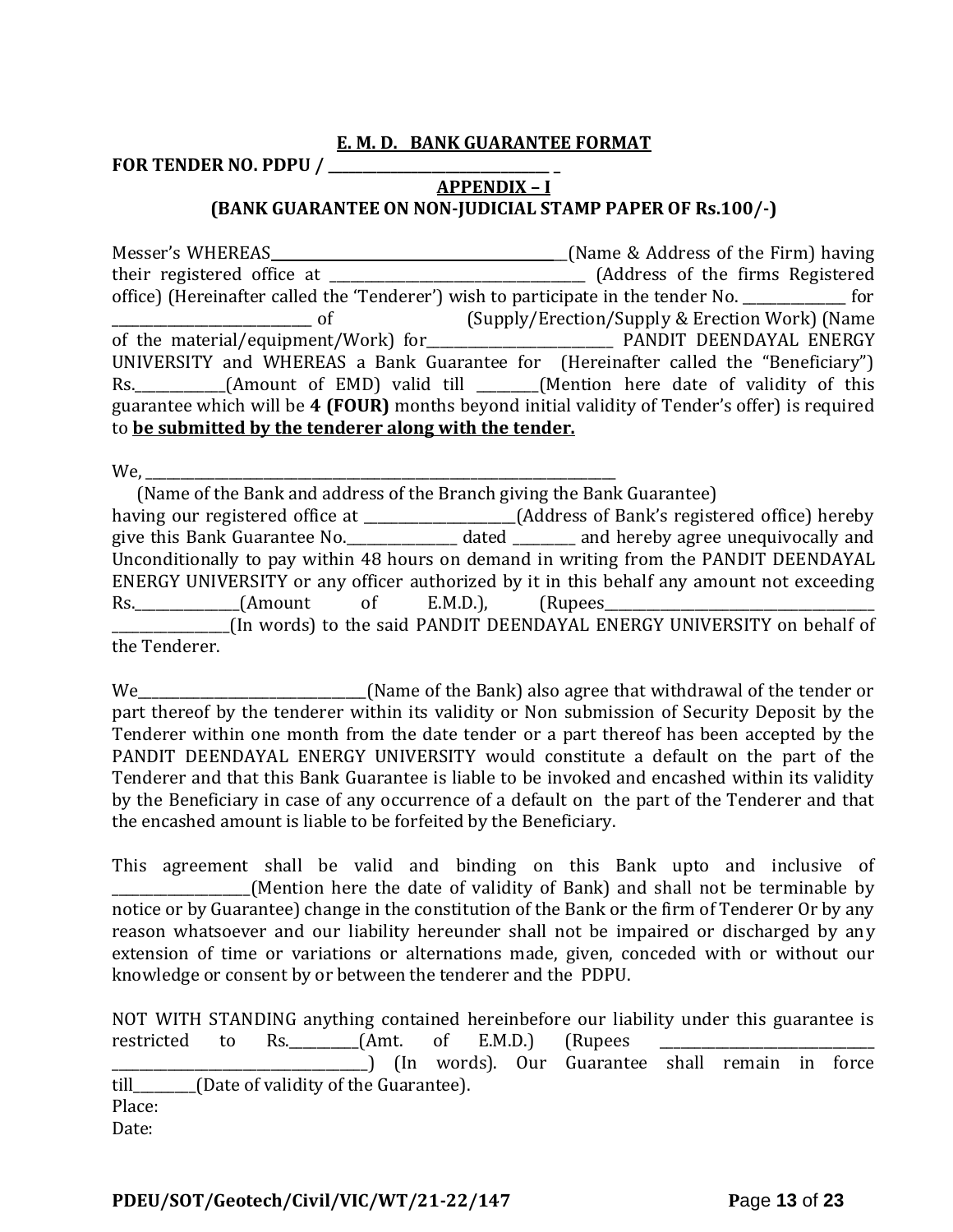**E. M. D. BANK GUARANTEE FORMAT**

**FOR TENDER NO. PDPU / \_\_\_\_\_\_\_\_\_\_\_\_\_\_\_\_\_\_\_\_\_\_\_\_\_\_\_\_\_\_\_ \_**

**APPENDIX – I**

**(BANK GUARANTEE ON NON-JUDICIAL STAMP PAPER OF Rs.100/-)**

Messer's WHEREAS\_\_\_\_\_\_\_\_\_\_\_\_\_\_\_\_\_\_\_\_\_\_\_\_\_\_\_\_\_\_\_\_\_\_\_\_\_\_\_\_\_\_\_\_(Name & Address of the Firm) having their registered office at \_\_\_\_\_\_\_\_\_\_\_\_\_\_\_\_\_\_\_\_\_\_\_\_\_\_\_\_\_\_\_\_\_\_\_\_\_\_ (Address of the firms Registered office) (Hereinafter called the 'Tenderer') wish to participate in the tender No. \_\_\_\_\_\_\_\_\_\_\_\_\_\_\_ for \_\_\_\_\_\_\_\_\_\_\_\_\_\_\_\_\_\_\_\_\_\_\_\_\_\_\_\_\_\_ of (Supply/Erection/Supply & Erection Work) (Name of the material/equipment/Work) for\_\_\_\_\_\_\_\_\_\_\_\_\_\_\_\_\_\_\_\_\_\_\_\_\_\_\_\_\_ PANDIT DEENDAYAL ENERGY UNIVERSITY and WHEREAS a Bank Guarantee for (Hereinafter called the "Beneficiary") Rs.\_\_\_\_\_\_\_\_\_\_\_\_\_(Amount of EMD) valid till \_\_\_\_\_\_\_\_\_(Mention here date of validity of this guarantee which will be **4 (FOUR)** months beyond initial validity of Tender's offer) is required to **be submitted by the tenderer along with the tender.**

We, \_\_\_\_\_\_\_\_\_\_\_\_\_\_\_\_\_\_\_\_\_\_\_\_\_\_\_\_\_\_\_\_\_\_\_\_\_\_\_\_\_\_\_\_\_\_\_\_\_\_\_\_\_\_\_\_\_\_\_\_\_\_\_\_\_\_\_\_\_\_\_\_

(Name of the Bank and address of the Branch giving the Bank Guarantee) having our registered office at \_\_\_\_\_\_\_\_\_\_\_\_\_\_\_\_\_\_\_\_\_\_\_(Address of Bank's registered office) hereby give this Bank Guarantee No.\_\_\_\_\_\_\_\_\_\_\_\_\_\_\_\_\_ dated \_\_\_\_\_\_\_\_\_\_ and hereby agree unequivocally and Unconditionally to pay within 48 hours on demand in writing from the PANDIT DEENDAYAL ENERGY UNIVERSITY or any officer authorized by it in this behalf any amount not exceeding Rs.\_\_\_\_\_\_\_\_\_\_\_\_\_\_\_\_(Amount of E.M.D.), (Rupees\_\_\_\_\_\_\_\_\_\_\_\_\_\_\_\_\_\_\_\_\_\_\_\_\_\_\_\_\_\_\_\_\_\_\_\_\_\_\_\_\_\_ \_\_\_\_\_\_\_\_\_\_\_\_\_\_\_\_\_\_(In words) to the said PANDIT DEENDAYAL ENERGY UNIVERSITY on behalf of the Tenderer.

We\_\_\_\_\_\_\_\_\_\_\_\_\_\_\_\_\_\_\_\_\_\_\_\_\_\_\_\_\_\_\_\_\_\_(Name of the Bank) also agree that withdrawal of the tender or part thereof by the tenderer within its validity or Non submission of Security Deposit by the Tenderer within one month from the date tender or a part thereof has been accepted by the PANDIT DEENDAYAL ENERGY UNIVERSITY would constitute a default on the part of the Tenderer and that this Bank Guarantee is liable to be invoked and encashed within its validity by the Beneficiary in case of any occurrence of a default on the part of the Tenderer and that the encashed amount is liable to be forfeited by the Beneficiary.

This agreement shall be valid and binding on this Bank upto and inclusive of \_\_\_\_\_\_\_\_\_\_\_\_\_\_\_\_\_\_\_\_(Mention here the date of validity of Bank) and shall not be terminable by notice or by Guarantee) change in the constitution of the Bank or the firm of Tenderer Or by any reason whatsoever and our liability hereunder shall not be impaired or discharged by any extension of time or variations or alternations made, given, conceded with or without our knowledge or consent by or between the tenderer and the PDPU.

NOT WITH STANDING anything contained hereinbefore our liability under this guarantee is restricted to Rs.\_\_\_\_\_\_\_\_\_\_\_(Amt. of E.M.D.) (Rupees \_\_\_\_\_\_\_\_\_\_\_\_\_\_\_\_\_\_\_\_\_\_\_\_\_\_\_\_\_\_\_\_ \_\_\_\_\_\_\_\_\_\_\_\_\_\_\_\_\_\_\_\_\_\_\_\_\_\_\_\_\_\_\_\_\_\_\_\_\_\_) (In words). Our Guarantee shall remain in force till\_\_\_\_\_\_\_\_\_\_(Date of validity of the Guarantee).

Place:

Date: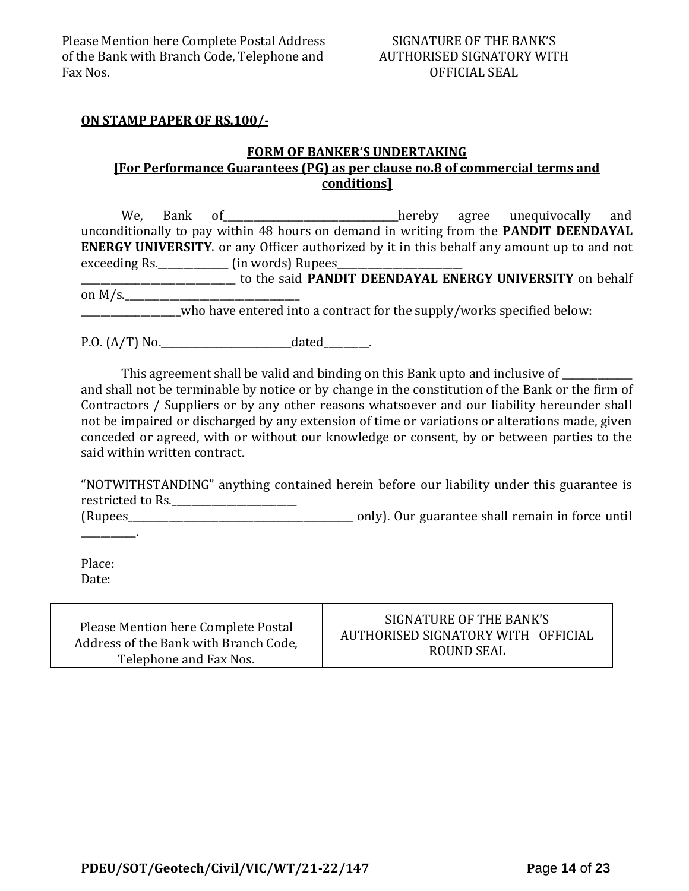Please Mention here Complete Postal Address of the Bank with Branch Code, Telephone and Fax Nos.

SIGNATURE OF THE BANK'S AUTHORISED SIGNATORY WITH OFFICIAL SEAL

**ON STAMP PAPER OF RS.100/-**

**FORM OF BANKER'S UNDERTAKING**
**[For Performance Guarantees (PG) as per clause no.8 of commercial terms and conditions]**

We, Bank of____________________________________hereby agree unequivocally and unconditionally to pay within 48 hours on demand in writing from the **PANDIT DEENDAYAL ENERGY UNIVERSITY**. or any Officer authorized by it in this behalf any amount up to and not exceeding Rs._______________ (in words) Rupees__________________________ ________________________________ to the said **PANDIT DEENDAYAL ENERGY UNIVERSITY** on behalf on M/s.______________________________________ ____________________who have entered into a contract for the supply/works specified below:

P.O. (A/T) No.____________________________dated__________.

This agreement shall be valid and binding on this Bank upto and inclusive of _______________ and shall not be terminable by notice or by change in the constitution of the Bank or the firm of Contractors / Suppliers or by any other reasons whatsoever and our liability hereunder shall not be impaired or discharged by any extension of time or variations or alterations made, given conceded or agreed, with or without our knowledge or consent, by or between parties to the said within written contract.

"NOTWITHSTANDING" anything contained herein before our liability under this guarantee is restricted to Rs.__________________________ (Rupees_______________________________________________ only). Our guarantee shall remain in force until ___________.

Place:
Date:

| Please Mention here Complete Postal Address of the Bank with Branch Code, Telephone and Fax Nos. | SIGNATURE OF THE BANK'S AUTHORISED SIGNATORY WITH OFFICIAL ROUND SEAL |
|---|---|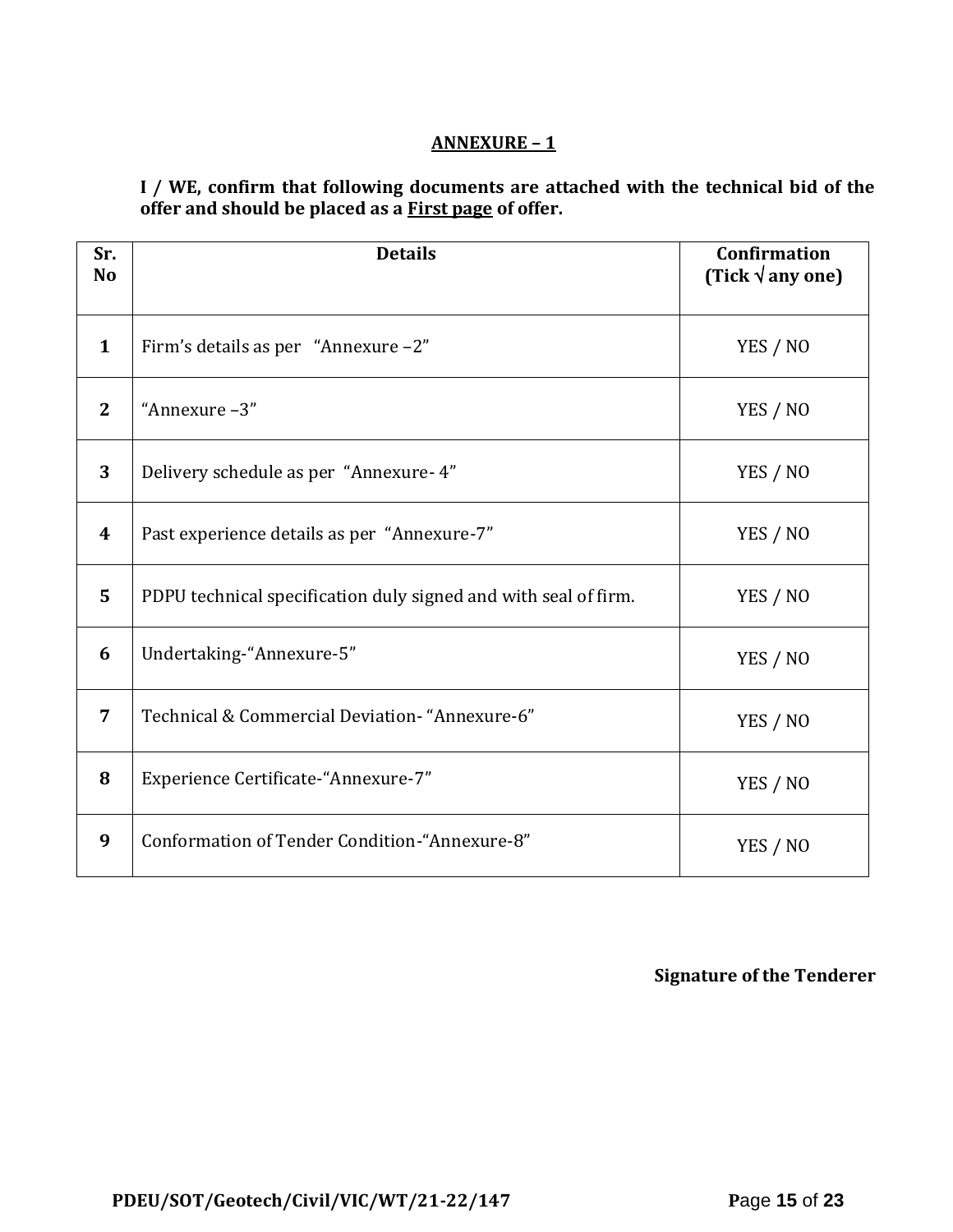## ANNEXURE – 1

**I / WE, confirm that following documents are attached with the technical bid of the offer and should be placed as a First page of offer.**

| Sr. No | Details | Confirmation (Tick √ any one) |
|---|---|---|
| 1 | Firm's details as per "Annexure –2" | YES / NO |
| 2 | "Annexure –3" | YES / NO |
| 3 | Delivery schedule as per "Annexure- 4" | YES / NO |
| 4 | Past experience details as per "Annexure-7" | YES / NO |
| 5 | PDPU technical specification duly signed and with seal of firm. | YES / NO |
| 6 | Undertaking-"Annexure-5" | YES / NO |
| 7 | Technical & Commercial Deviation- "Annexure-6" | YES / NO |
| 8 | Experience Certificate-"Annexure-7" | YES / NO |
| 9 | Conformation of Tender Condition-"Annexure-8" | YES / NO |

**Signature of the Tenderer**

**PDEU/SOT/Geotech/Civil/VIC/WT/21-22/147**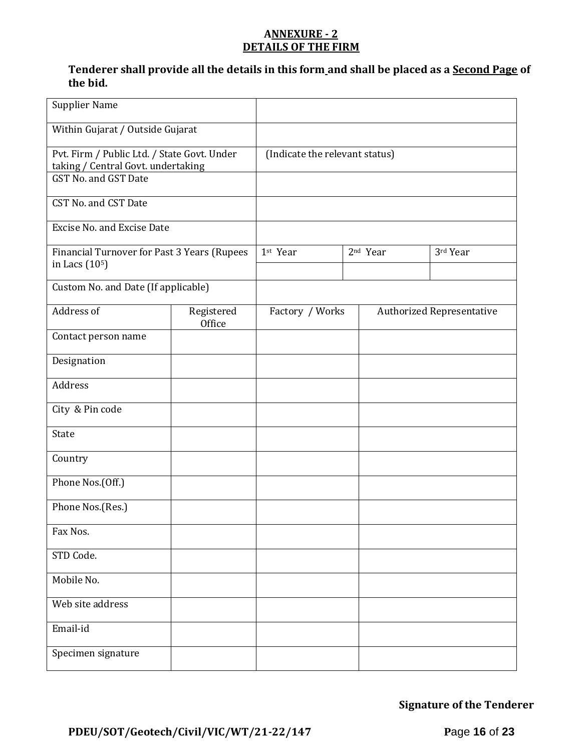## ANNEXURE - 2
## DETAILS OF THE FIRM

**Tenderer shall provide all the details in this form and shall be placed as a Second Page of the bid.**

| | | | | |
|---|---|---|---|---|
| Supplier Name | | | | |
| Within Gujarat / Outside Gujarat | | | | |
| Pvt. Firm / Public Ltd. / State Govt. Under taking / Central Govt. undertaking | | (Indicate the relevant status) | | |
| GST No. and GST Date | | | | |
| CST No. and CST Date | | | | |
| Excise No. and Excise Date | | | | |
| Financial Turnover for Past 3 Years (Rupees in Lacs ($10^5$) | | 1st Year | 2nd Year | 3rd Year |
| | | | | |
| Custom No. and Date (If applicable) | | | | |
| Address of | Registered Office | Factory / Works | Authorized Representative | |
| Contact person name | | | | |
| Designation | | | | |
| Address | | | | |
| City & Pin code | | | | |
| State | | | | |
| Country | | | | |
| Phone Nos.(Off.) | | | | |
| Phone Nos.(Res.) | | | | |
| Fax Nos. | | | | |
| STD Code. | | | | |
| Mobile No. | | | | |
| Web site address | | | | |
| Email-id | | | | |
| Specimen signature | | | | |

**Signature of the Tenderer**

**PDEU/SOT/Geotech/Civil/VIC/WT/21-22/147**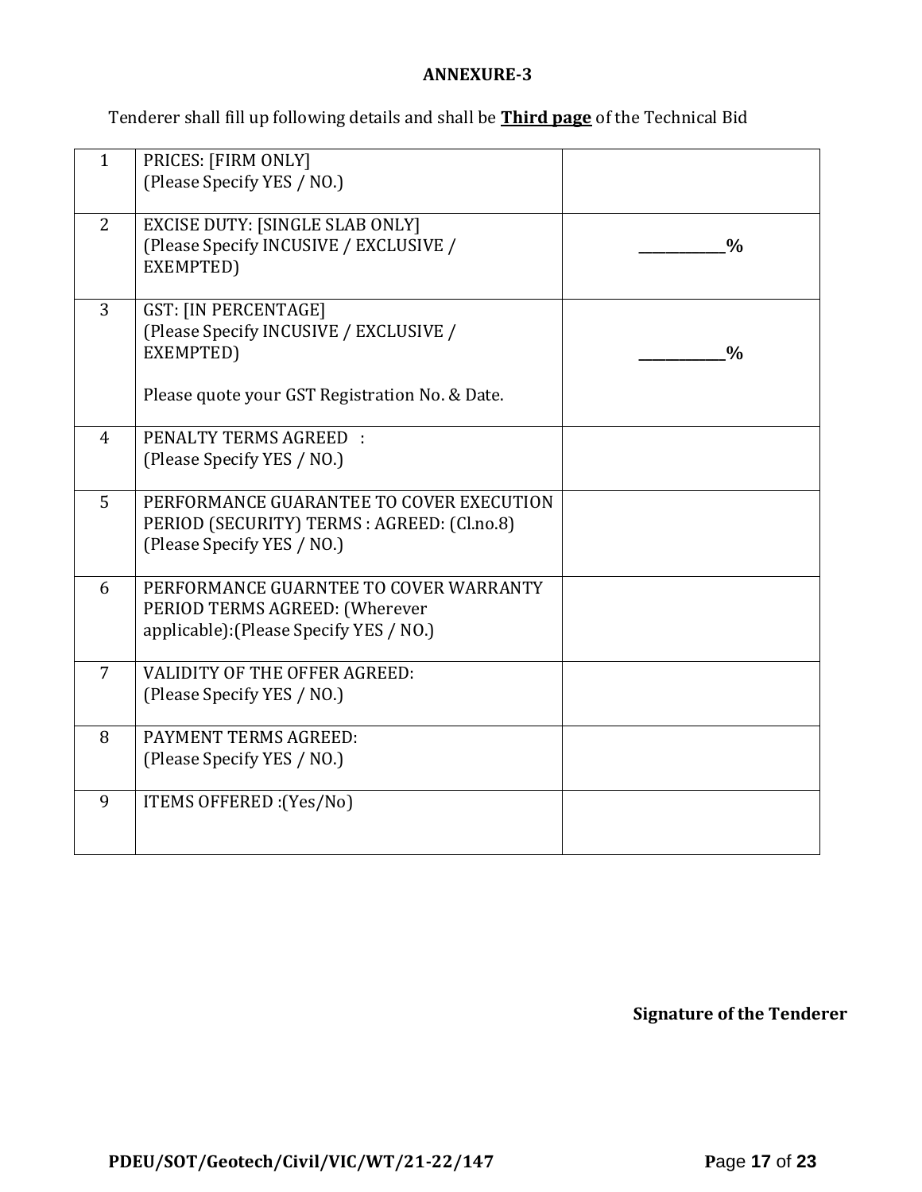**ANNEXURE-3**

Tenderer shall fill up following details and shall be **Third page** of the Technical Bid

| | | |
|---|---|---|
| 1 | PRICES: [FIRM ONLY]<br>(Please Specify YES / NO.) | |
| 2 | EXCISE DUTY: [SINGLE SLAB ONLY]<br>(Please Specify INCUSIVE / EXCLUSIVE / EXEMPTED) | ____________% |
| 3 | GST: [IN PERCENTAGE]<br>(Please Specify INCUSIVE / EXCLUSIVE / EXEMPTED)<br><br>Please quote your GST Registration No. & Date. | ____________% |
| 4 | PENALTY TERMS AGREED :<br>(Please Specify YES / NO.) | |
| 5 | PERFORMANCE GUARANTEE TO COVER EXECUTION PERIOD (SECURITY) TERMS : AGREED: (Cl.no.8)<br>(Please Specify YES / NO.) | |
| 6 | PERFORMANCE GUARNTEE TO COVER WARRANTY PERIOD TERMS AGREED: (Wherever applicable):(Please Specify YES / NO.) | |
| 7 | VALIDITY OF THE OFFER AGREED:<br>(Please Specify YES / NO.) | |
| 8 | PAYMENT TERMS AGREED:<br>(Please Specify YES / NO.) | |
| 9 | ITEMS OFFERED :(Yes/No) | |

**Signature of the Tenderer**

**PDEU/SOT/Geotech/Civil/VIC/WT/21-22/147**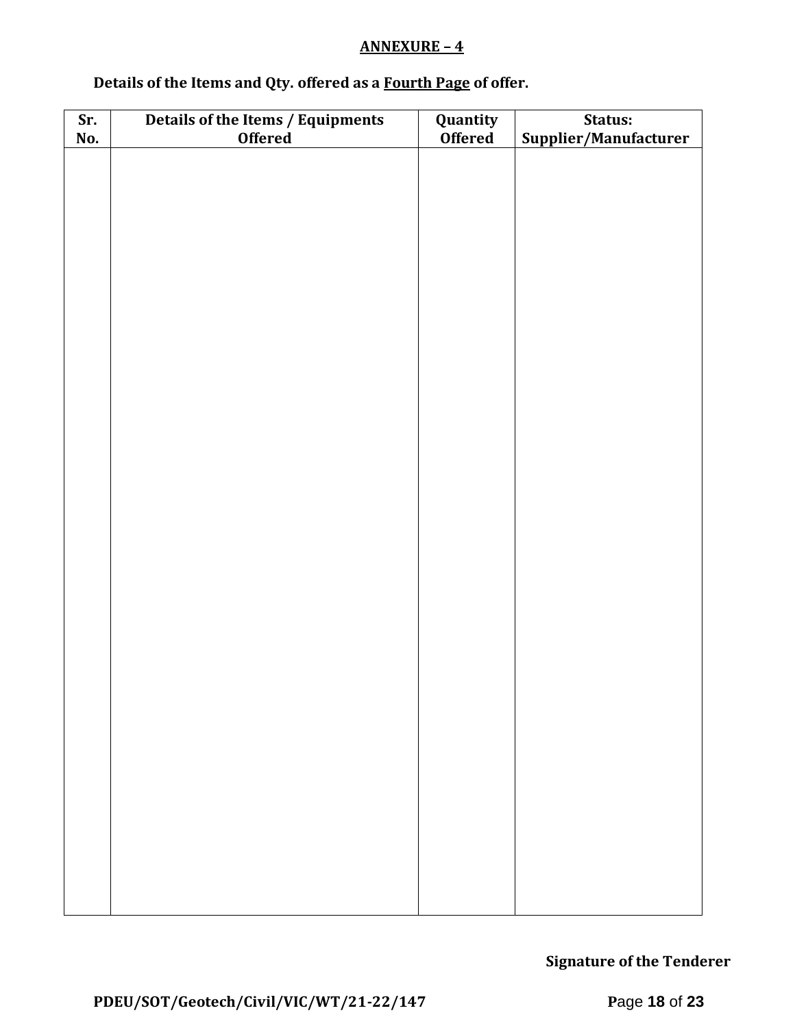## ANNEXURE – 4

**Details of the Items and Qty. offered as a Fourth Page of offer.**

| Sr. No. | Details of the Items / Equipments Offered | Quantity Offered | Status: Supplier/Manufacturer |
|---|---|---|---|
| | | | |

**Signature of the Tenderer**

**PDEU/SOT/Geotech/Civil/VIC/WT/21-22/147**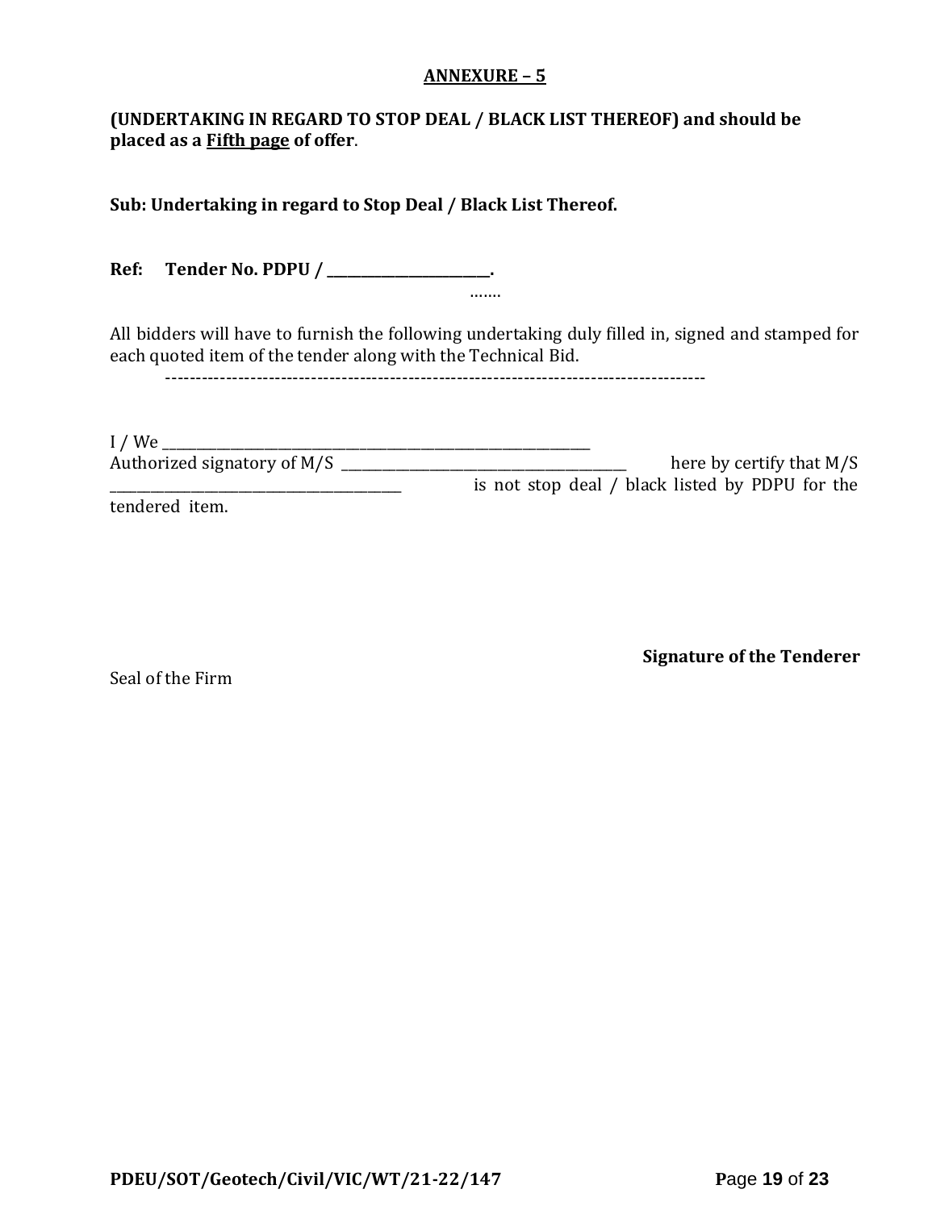## ANNEXURE – 5

**(UNDERTAKING IN REGARD TO STOP DEAL / BLACK LIST THEREOF) and should be placed as a Fifth page of offer**.

**Sub: Undertaking in regard to Stop Deal / Black List Thereof.**

**Ref: Tender No. PDPU / ________________________.**

…….

All bidders will have to furnish the following undertaking duly filled in, signed and stamped for each quoted item of the tender along with the Technical Bid.

------------------------------------------------------------------------------------------

I / We ____________________________________________________________________
Authorized signatory of M/S ___________________________________________ here by certify that M/S ___________________________________________ is not stop deal / black listed by PDPU for the tendered item.

**Signature of the Tenderer**

Seal of the Firm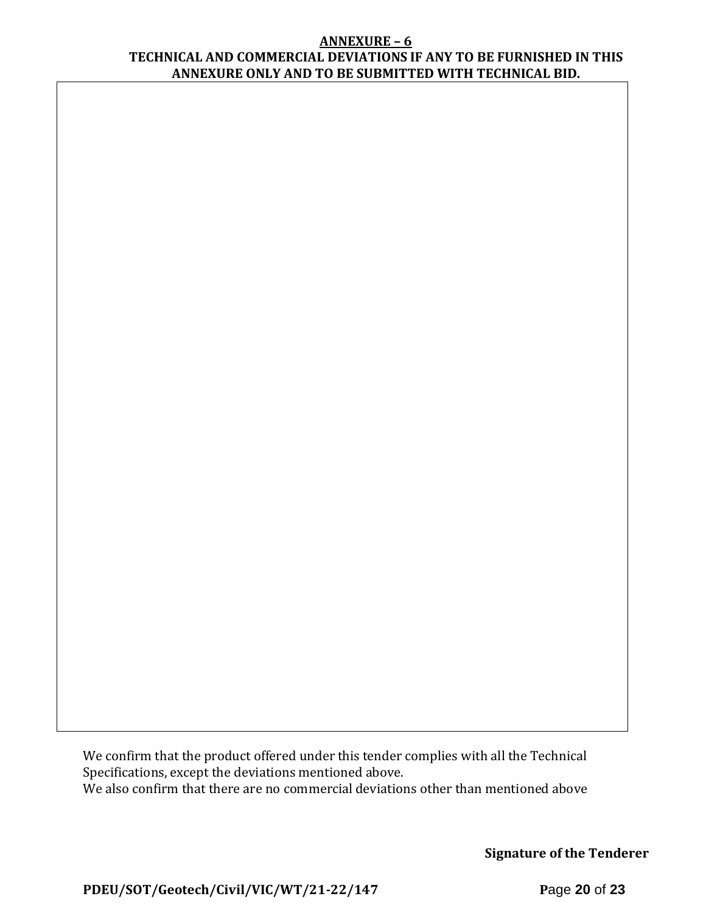## ANNEXURE – 6

### TECHNICAL AND COMMERCIAL DEVIATIONS IF ANY TO BE FURNISHED IN THIS ANNEXURE ONLY AND TO BE SUBMITTED WITH TECHNICAL BID.

| |
|---|
| |

We confirm that the product offered under this tender complies with all the Technical Specifications, except the deviations mentioned above.
We also confirm that there are no commercial deviations other than mentioned above

**Signature of the Tenderer**

**PDEU/SOT/Geotech/Civil/VIC/WT/21-22/147**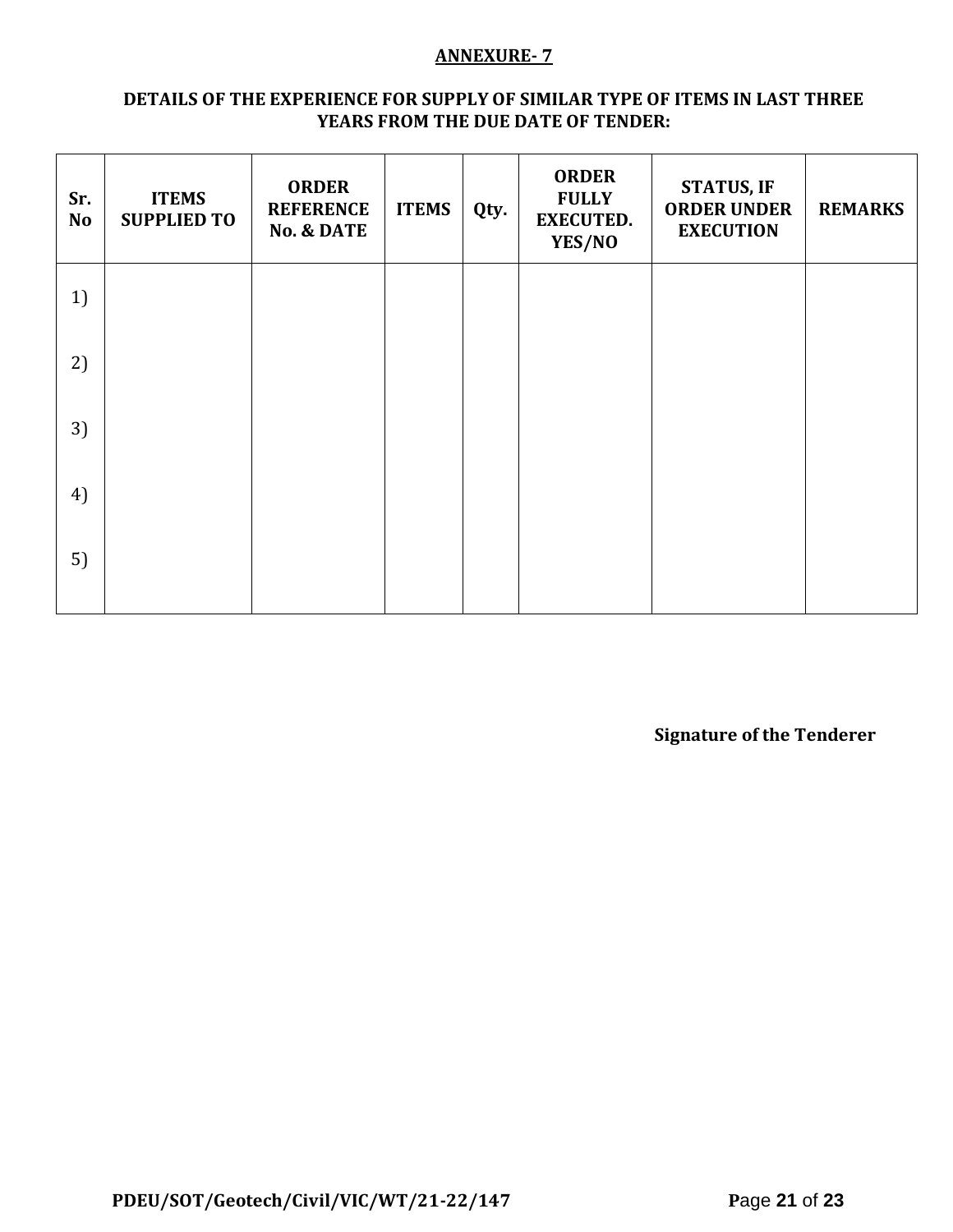**ANNEXURE- 7**

**DETAILS OF THE EXPERIENCE FOR SUPPLY OF SIMILAR TYPE OF ITEMS IN LAST THREE YEARS FROM THE DUE DATE OF TENDER:**

| Sr. No | ITEMS SUPPLIED TO | ORDER REFERENCE No. & DATE | ITEMS | Qty. | ORDER FULLY EXECUTED. YES/NO | STATUS, IF ORDER UNDER EXECUTION | REMARKS |
|---|---|---|---|---|---|---|---|
| 1) | | | | | | | |
| 2) | | | | | | | |
| 3) | | | | | | | |
| 4) | | | | | | | |
| 5) | | | | | | | |

**Signature of the Tenderer**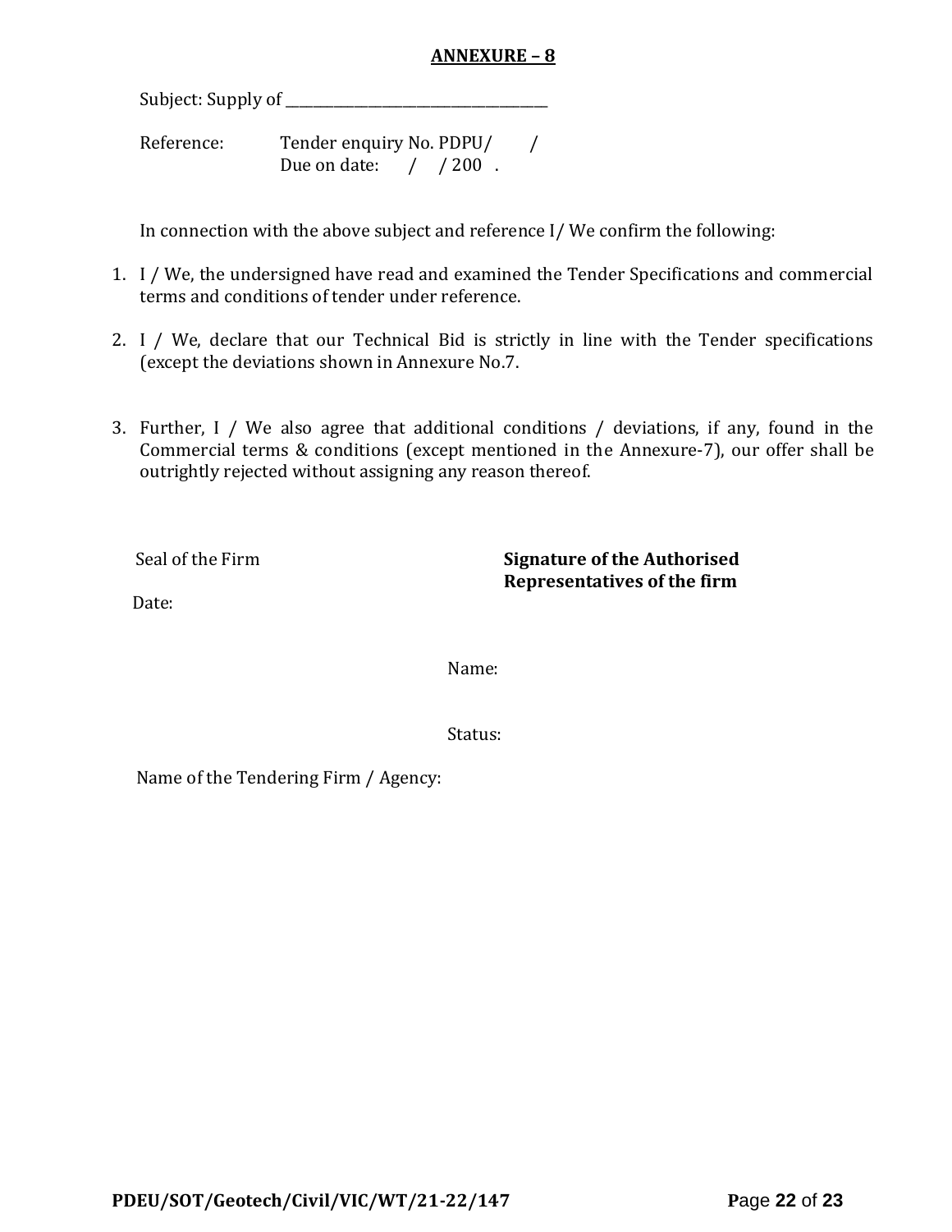# ANNEXURE – 8

Subject: Supply of ______________________________________

Reference: Tender enquiry No. PDPU/ /
Due on date: / / 200 .

In connection with the above subject and reference I/ We confirm the following:

1. I / We, the undersigned have read and examined the Tender Specifications and commercial terms and conditions of tender under reference.

2. I / We, declare that our Technical Bid is strictly in line with the Tender specifications (except the deviations shown in Annexure No.7.

3. Further, I / We also agree that additional conditions / deviations, if any, found in the Commercial terms & conditions (except mentioned in the Annexure-7), our offer shall be outrightly rejected without assigning any reason thereof.

Seal of the Firm

Date:

**Signature of the Authorised Representatives of the firm**

Name:

Status:

Name of the Tendering Firm / Agency: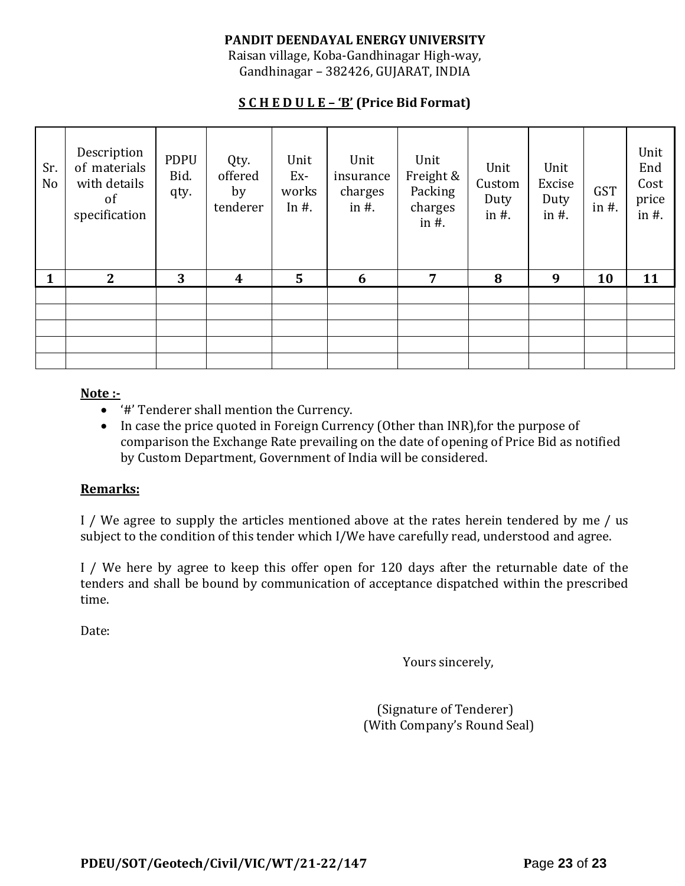**PANDIT DEENDAYAL ENERGY UNIVERSITY**
Raisan village, Koba-Gandhinagar High-way,
Gandhinagar – 382426, GUJARAT, INDIA

**S C H E D U L E – 'B' (Price Bid Format)**

| Sr. No | Description of materials with details of specification | PDPU Bid. qty. | Qty. offered by tenderer | Unit Ex-works In #. | Unit insurance charges in #. | Unit Freight & Packing charges in #. | Unit Custom Duty in #. | Unit Excise Duty in #. | GST in #. | Unit End Cost price in #. |
|---|---|---|---|---|---|---|---|---|---|---|
| **1** | **2** | **3** | **4** | **5** | **6** | **7** | **8** | **9** | **10** | **11** |
| | | | | | | | | | | |
| | | | | | | | | | | |
| | | | | | | | | | | |
| | | | | | | | | | | |
| | | | | | | | | | | |

**Note :-**

- '#' Tenderer shall mention the Currency.
- In case the price quoted in Foreign Currency (Other than INR),for the purpose of comparison the Exchange Rate prevailing on the date of opening of Price Bid as notified by Custom Department, Government of India will be considered.

**Remarks:**

I / We agree to supply the articles mentioned above at the rates herein tendered by me / us subject to the condition of this tender which I/We have carefully read, understood and agree.

I / We here by agree to keep this offer open for 120 days after the returnable date of the tenders and shall be bound by communication of acceptance dispatched within the prescribed time.

Date:

Yours sincerely,

(Signature of Tenderer)
(With Company's Round Seal)

PDEU/SOT/Geotech/Civil/VIC/WT/21-22/147